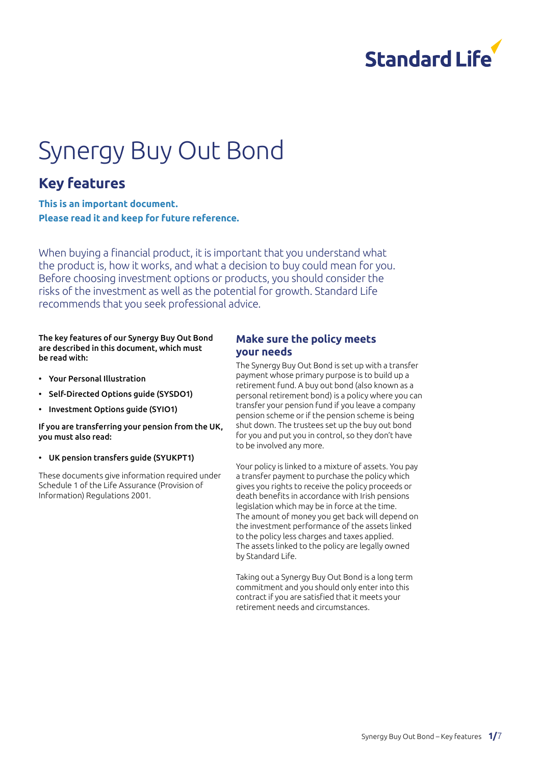Standard Life

# Synergy Buy Out Bond

## Key features

**This is an important document.**
**Please read it and keep for future reference.**

When buying a financial product, it is important that you understand what the product is, how it works, and what a decision to buy could mean for you. Before choosing investment options or products, you should consider the risks of the investment as well as the potential for growth. Standard Life recommends that you seek professional advice.

**The key features of our Synergy Buy Out Bond are described in this document, which must be read with:**

- **Your Personal Illustration**
- **Self-Directed Options guide (SYSDO1)**
- **Investment Options guide (SYIO1)**

**If you are transferring your pension from the UK, you must also read:**

- **UK pension transfers guide (SYUKPT1)**

These documents give information required under Schedule 1 of the Life Assurance (Provision of Information) Regulations 2001.

### Make sure the policy meets your needs

The Synergy Buy Out Bond is set up with a transfer payment whose primary purpose is to build up a retirement fund. A buy out bond (also known as a personal retirement bond) is a policy where you can transfer your pension fund if you leave a company pension scheme or if the pension scheme is being shut down. The trustees set up the buy out bond for you and put you in control, so they don't have to be involved any more.

Your policy is linked to a mixture of assets. You pay a transfer payment to purchase the policy which gives you rights to receive the policy proceeds or death benefits in accordance with Irish pensions legislation which may be in force at the time. The amount of money you get back will depend on the investment performance of the assets linked to the policy less charges and taxes applied. The assets linked to the policy are legally owned by Standard Life.

Taking out a Synergy Buy Out Bond is a long term commitment and you should only enter into this contract if you are satisfied that it meets your retirement needs and circumstances.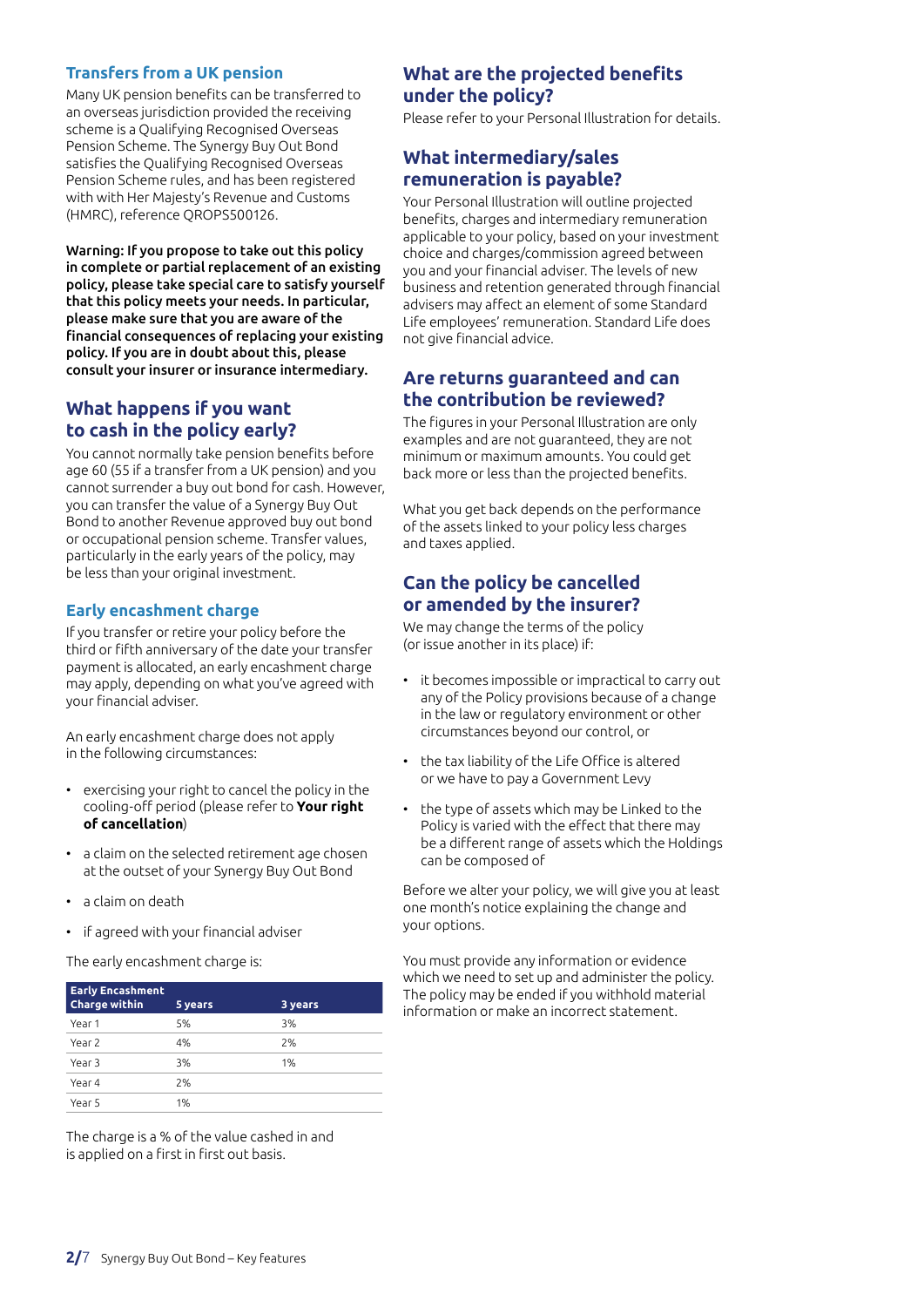### Transfers from a UK pension

Many UK pension benefits can be transferred to an overseas jurisdiction provided the receiving scheme is a Qualifying Recognised Overseas Pension Scheme. The Synergy Buy Out Bond satisfies the Qualifying Recognised Overseas Pension Scheme rules, and has been registered with with Her Majesty's Revenue and Customs (HMRC), reference QROPS500126.

**Warning: If you propose to take out this policy in complete or partial replacement of an existing policy, please take special care to satisfy yourself that this policy meets your needs. In particular, please make sure that you are aware of the financial consequences of replacing your existing policy. If you are in doubt about this, please consult your insurer or insurance intermediary.**

## What happens if you want to cash in the policy early?

You cannot normally take pension benefits before age 60 (55 if a transfer from a UK pension) and you cannot surrender a buy out bond for cash. However, you can transfer the value of a Synergy Buy Out Bond to another Revenue approved buy out bond or occupational pension scheme. Transfer values, particularly in the early years of the policy, may be less than your original investment.

### Early encashment charge

If you transfer or retire your policy before the third or fifth anniversary of the date your transfer payment is allocated, an early encashment charge may apply, depending on what you've agreed with your financial adviser.

An early encashment charge does not apply in the following circumstances:

- exercising your right to cancel the policy in the cooling-off period (please refer to **Your right of cancellation**)
- a claim on the selected retirement age chosen at the outset of your Synergy Buy Out Bond
- a claim on death
- if agreed with your financial adviser

The early encashment charge is:

| Early Encashment Charge within | 5 years | 3 years |
|---|---|---|
| Year 1 | 5% | 3% |
| Year 2 | 4% | 2% |
| Year 3 | 3% | 1% |
| Year 4 | 2% | |
| Year 5 | 1% | |

The charge is a % of the value cashed in and is applied on a first in first out basis.

## What are the projected benefits under the policy?

Please refer to your Personal Illustration for details.

## What intermediary/sales remuneration is payable?

Your Personal Illustration will outline projected benefits, charges and intermediary remuneration applicable to your policy, based on your investment choice and charges/commission agreed between you and your financial adviser. The levels of new business and retention generated through financial advisers may affect an element of some Standard Life employees' remuneration. Standard Life does not give financial advice.

## Are returns guaranteed and can the contribution be reviewed?

The figures in your Personal Illustration are only examples and are not guaranteed, they are not minimum or maximum amounts. You could get back more or less than the projected benefits.

What you get back depends on the performance of the assets linked to your policy less charges and taxes applied.

## Can the policy be cancelled or amended by the insurer?

We may change the terms of the policy (or issue another in its place) if:

- it becomes impossible or impractical to carry out any of the Policy provisions because of a change in the law or regulatory environment or other circumstances beyond our control, or
- the tax liability of the Life Office is altered or we have to pay a Government Levy
- the type of assets which may be Linked to the Policy is varied with the effect that there may be a different range of assets which the Holdings can be composed of

Before we alter your policy, we will give you at least one month's notice explaining the change and your options.

You must provide any information or evidence which we need to set up and administer the policy. The policy may be ended if you withhold material information or make an incorrect statement.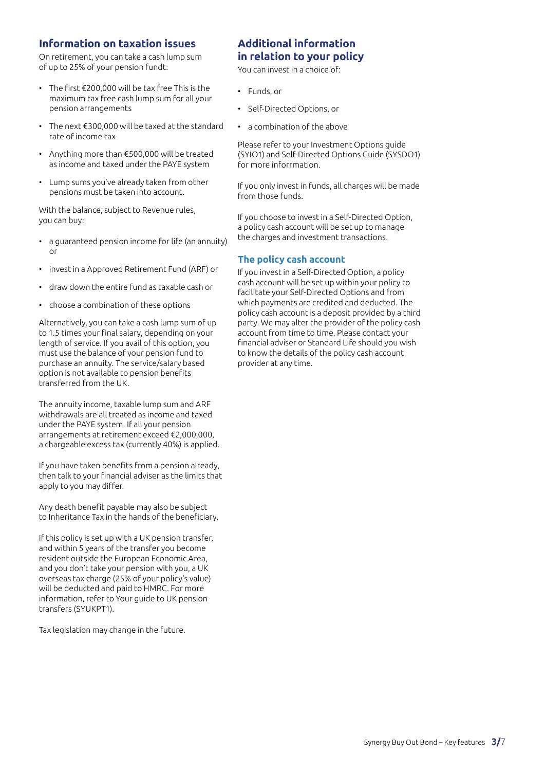## Information on taxation issues

On retirement, you can take a cash lump sum of up to 25% of your pension fundt:

- The first €200,000 will be tax free This is the maximum tax free cash lump sum for all your pension arrangements
- The next €300,000 will be taxed at the standard rate of income tax
- Anything more than €500,000 will be treated as income and taxed under the PAYE system
- Lump sums you've already taken from other pensions must be taken into account.

With the balance, subject to Revenue rules, you can buy:

- a guaranteed pension income for life (an annuity) or
- invest in a Approved Retirement Fund (ARF) or
- draw down the entire fund as taxable cash or
- choose a combination of these options

Alternatively, you can take a cash lump sum of up to 1.5 times your final salary, depending on your length of service. If you avail of this option, you must use the balance of your pension fund to purchase an annuity. The service/salary based option is not available to pension benefits transferred from the UK.

The annuity income, taxable lump sum and ARF withdrawals are all treated as income and taxed under the PAYE system. If all your pension arrangements at retirement exceed €2,000,000, a chargeable excess tax (currently 40%) is applied.

If you have taken benefits from a pension already, then talk to your financial adviser as the limits that apply to you may differ.

Any death benefit payable may also be subject to Inheritance Tax in the hands of the beneficiary.

If this policy is set up with a UK pension transfer, and within 5 years of the transfer you become resident outside the European Economic Area, and you don't take your pension with you, a UK overseas tax charge (25% of your policy's value) will be deducted and paid to HMRC. For more information, refer to Your guide to UK pension transfers (SYUKPT1).

Tax legislation may change in the future.

## Additional information in relation to your policy

You can invest in a choice of:

- Funds, or
- Self-Directed Options, or
- a combination of the above

Please refer to your Investment Options guide (SYIO1) and Self-Directed Options Guide (SYSDO1) for more inforrmation.

If you only invest in funds, all charges will be made from those funds.

If you choose to invest in a Self-Directed Option, a policy cash account will be set up to manage the charges and investment transactions.

### The policy cash account

If you invest in a Self-Directed Option, a policy cash account will be set up within your policy to facilitate your Self-Directed Options and from which payments are credited and deducted. The policy cash account is a deposit provided by a third party. We may alter the provider of the policy cash account from time to time. Please contact your financial adviser or Standard Life should you wish to know the details of the policy cash account provider at any time.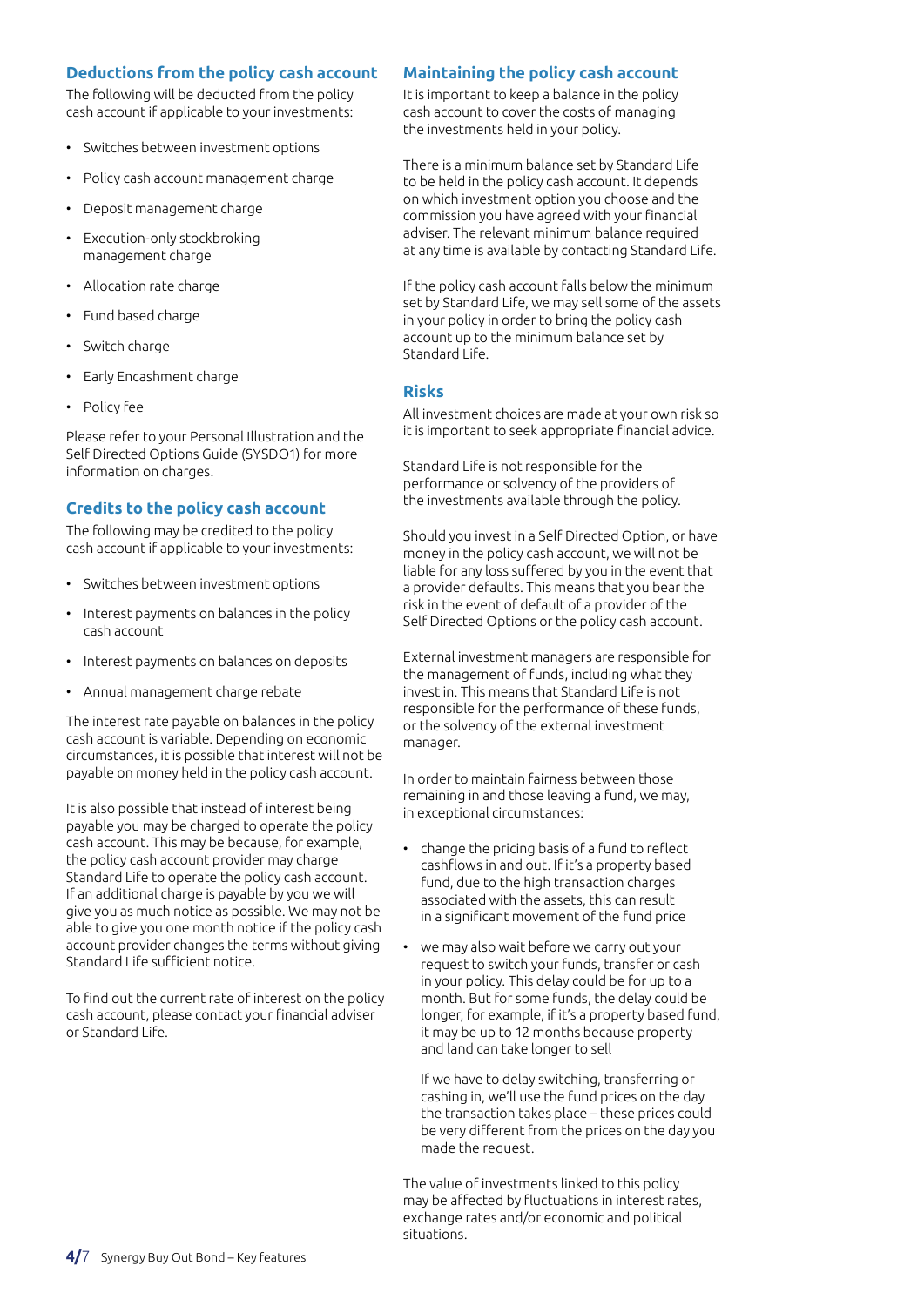## Deductions from the policy cash account

The following will be deducted from the policy cash account if applicable to your investments:

- Switches between investment options
- Policy cash account management charge
- Deposit management charge
- Execution-only stockbroking management charge
- Allocation rate charge
- Fund based charge
- Switch charge
- Early Encashment charge
- Policy fee

Please refer to your Personal Illustration and the Self Directed Options Guide (SYSDO1) for more information on charges.

## Credits to the policy cash account

The following may be credited to the policy cash account if applicable to your investments:

- Switches between investment options
- Interest payments on balances in the policy cash account
- Interest payments on balances on deposits
- Annual management charge rebate

The interest rate payable on balances in the policy cash account is variable. Depending on economic circumstances, it is possible that interest will not be payable on money held in the policy cash account.

It is also possible that instead of interest being payable you may be charged to operate the policy cash account. This may be because, for example, the policy cash account provider may charge Standard Life to operate the policy cash account. If an additional charge is payable by you we will give you as much notice as possible. We may not be able to give you one month notice if the policy cash account provider changes the terms without giving Standard Life sufficient notice.

To find out the current rate of interest on the policy cash account, please contact your financial adviser or Standard Life.

## Maintaining the policy cash account

It is important to keep a balance in the policy cash account to cover the costs of managing the investments held in your policy.

There is a minimum balance set by Standard Life to be held in the policy cash account. It depends on which investment option you choose and the commission you have agreed with your financial adviser. The relevant minimum balance required at any time is available by contacting Standard Life.

If the policy cash account falls below the minimum set by Standard Life, we may sell some of the assets in your policy in order to bring the policy cash account up to the minimum balance set by Standard Life.

## Risks

All investment choices are made at your own risk so it is important to seek appropriate financial advice.

Standard Life is not responsible for the performance or solvency of the providers of the investments available through the policy.

Should you invest in a Self Directed Option, or have money in the policy cash account, we will not be liable for any loss suffered by you in the event that a provider defaults. This means that you bear the risk in the event of default of a provider of the Self Directed Options or the policy cash account.

External investment managers are responsible for the management of funds, including what they invest in. This means that Standard Life is not responsible for the performance of these funds, or the solvency of the external investment manager.

In order to maintain fairness between those remaining in and those leaving a fund, we may, in exceptional circumstances:

- change the pricing basis of a fund to reflect cashflows in and out. If it's a property based fund, due to the high transaction charges associated with the assets, this can result in a significant movement of the fund price
- we may also wait before we carry out your request to switch your funds, transfer or cash in your policy. This delay could be for up to a month. But for some funds, the delay could be longer, for example, if it's a property based fund, it may be up to 12 months because property and land can take longer to sell

  If we have to delay switching, transferring or cashing in, we'll use the fund prices on the day the transaction takes place – these prices could be very different from the prices on the day you made the request.

The value of investments linked to this policy may be affected by fluctuations in interest rates, exchange rates and/or economic and political situations.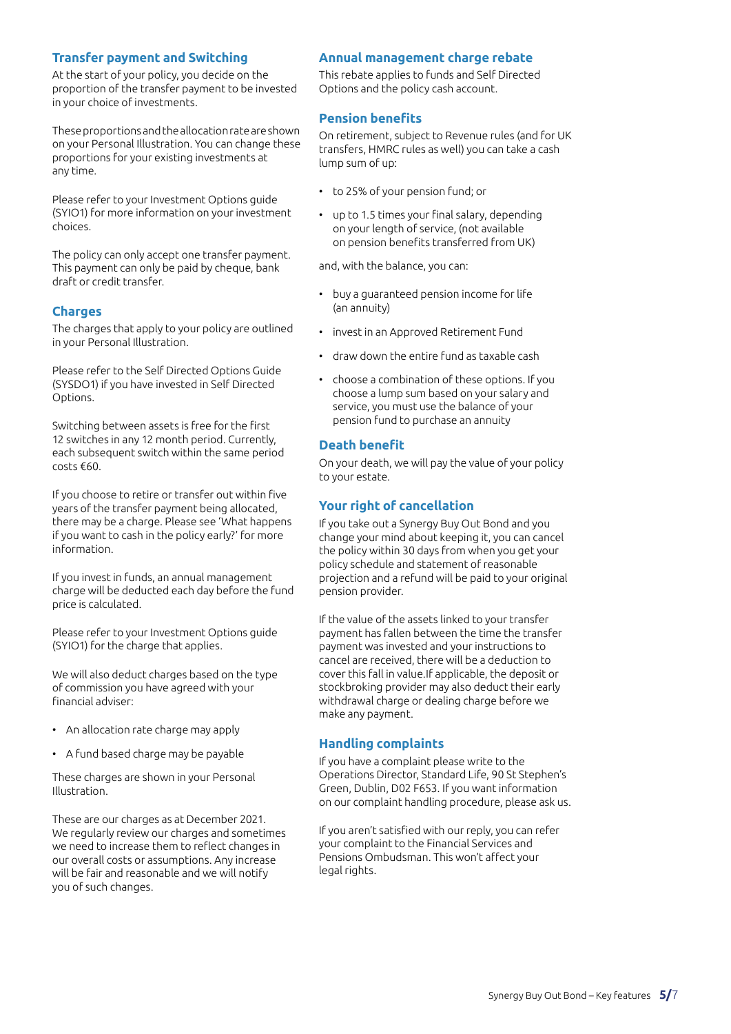## Transfer payment and Switching

At the start of your policy, you decide on the proportion of the transfer payment to be invested in your choice of investments.

These proportions and the allocation rate are shown on your Personal Illustration. You can change these proportions for your existing investments at any time.

Please refer to your Investment Options guide (SYIO1) for more information on your investment choices.

The policy can only accept one transfer payment. This payment can only be paid by cheque, bank draft or credit transfer.

## Charges

The charges that apply to your policy are outlined in your Personal Illustration.

Please refer to the Self Directed Options Guide (SYSDO1) if you have invested in Self Directed Options.

Switching between assets is free for the first 12 switches in any 12 month period. Currently, each subsequent switch within the same period costs €60.

If you choose to retire or transfer out within five years of the transfer payment being allocated, there may be a charge. Please see 'What happens if you want to cash in the policy early?' for more information.

If you invest in funds, an annual management charge will be deducted each day before the fund price is calculated.

Please refer to your Investment Options guide (SYIO1) for the charge that applies.

We will also deduct charges based on the type of commission you have agreed with your financial adviser:

- An allocation rate charge may apply
- A fund based charge may be payable

These charges are shown in your Personal Illustration.

These are our charges as at December 2021. We regularly review our charges and sometimes we need to increase them to reflect changes in our overall costs or assumptions. Any increase will be fair and reasonable and we will notify you of such changes.

## Annual management charge rebate

This rebate applies to funds and Self Directed Options and the policy cash account.

## Pension benefits

On retirement, subject to Revenue rules (and for UK transfers, HMRC rules as well) you can take a cash lump sum of up:

- to 25% of your pension fund; or
- up to 1.5 times your final salary, depending on your length of service, (not available on pension benefits transferred from UK)

and, with the balance, you can:

- buy a guaranteed pension income for life (an annuity)
- invest in an Approved Retirement Fund
- draw down the entire fund as taxable cash
- choose a combination of these options. If you choose a lump sum based on your salary and service, you must use the balance of your pension fund to purchase an annuity

## Death benefit

On your death, we will pay the value of your policy to your estate.

## Your right of cancellation

If you take out a Synergy Buy Out Bond and you change your mind about keeping it, you can cancel the policy within 30 days from when you get your policy schedule and statement of reasonable projection and a refund will be paid to your original pension provider.

If the value of the assets linked to your transfer payment has fallen between the time the transfer payment was invested and your instructions to cancel are received, there will be a deduction to cover this fall in value.If applicable, the deposit or stockbroking provider may also deduct their early withdrawal charge or dealing charge before we make any payment.

## Handling complaints

If you have a complaint please write to the Operations Director, Standard Life, 90 St Stephen's Green, Dublin, D02 F653. If you want information on our complaint handling procedure, please ask us.

If you aren't satisfied with our reply, you can refer your complaint to the Financial Services and Pensions Ombudsman. This won't affect your legal rights.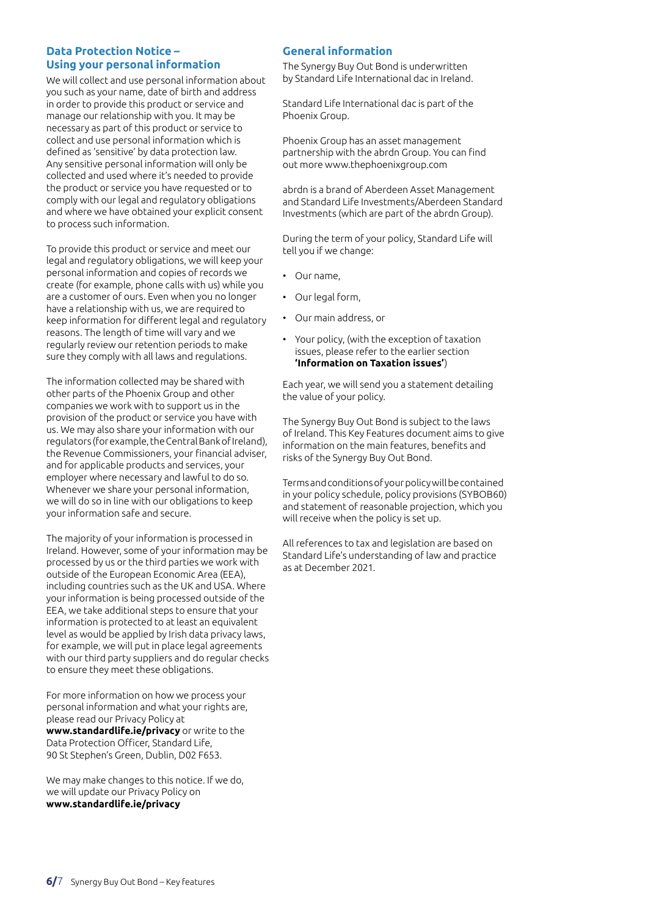## Data Protection Notice – Using your personal information

We will collect and use personal information about you such as your name, date of birth and address in order to provide this product or service and manage our relationship with you. It may be necessary as part of this product or service to collect and use personal information which is defined as 'sensitive' by data protection law. Any sensitive personal information will only be collected and used where it's needed to provide the product or service you have requested or to comply with our legal and regulatory obligations and where we have obtained your explicit consent to process such information.

To provide this product or service and meet our legal and regulatory obligations, we will keep your personal information and copies of records we create (for example, phone calls with us) while you are a customer of ours. Even when you no longer have a relationship with us, we are required to keep information for different legal and regulatory reasons. The length of time will vary and we regularly review our retention periods to make sure they comply with all laws and regulations.

The information collected may be shared with other parts of the Phoenix Group and other companies we work with to support us in the provision of the product or service you have with us. We may also share your information with our regulators (for example, the Central Bank of Ireland), the Revenue Commissioners, your financial adviser, and for applicable products and services, your employer where necessary and lawful to do so. Whenever we share your personal information, we will do so in line with our obligations to keep your information safe and secure.

The majority of your information is processed in Ireland. However, some of your information may be processed by us or the third parties we work with outside of the European Economic Area (EEA), including countries such as the UK and USA. Where your information is being processed outside of the EEA, we take additional steps to ensure that your information is protected to at least an equivalent level as would be applied by Irish data privacy laws, for example, we will put in place legal agreements with our third party suppliers and do regular checks to ensure they meet these obligations.

For more information on how we process your personal information and what your rights are, please read our Privacy Policy at **www.standardlife.ie/privacy** or write to the Data Protection Officer, Standard Life, 90 St Stephen's Green, Dublin, D02 F653.

We may make changes to this notice. If we do, we will update our Privacy Policy on **www.standardlife.ie/privacy**

## General information

The Synergy Buy Out Bond is underwritten by Standard Life International dac in Ireland.

Standard Life International dac is part of the Phoenix Group.

Phoenix Group has an asset management partnership with the abrdn Group. You can find out more www.thephoenixgroup.com

abrdn is a brand of Aberdeen Asset Management and Standard Life Investments/Aberdeen Standard Investments (which are part of the abrdn Group).

During the term of your policy, Standard Life will tell you if we change:

- Our name,
- Our legal form,
- Our main address, or
- Your policy, (with the exception of taxation issues, please refer to the earlier section **'Information on Taxation issues'**)

Each year, we will send you a statement detailing the value of your policy.

The Synergy Buy Out Bond is subject to the laws of Ireland. This Key Features document aims to give information on the main features, benefits and risks of the Synergy Buy Out Bond.

Terms and conditions of your policy will be contained in your policy schedule, policy provisions (SYBOB60) and statement of reasonable projection, which you will receive when the policy is set up.

All references to tax and legislation are based on Standard Life's understanding of law and practice as at December 2021.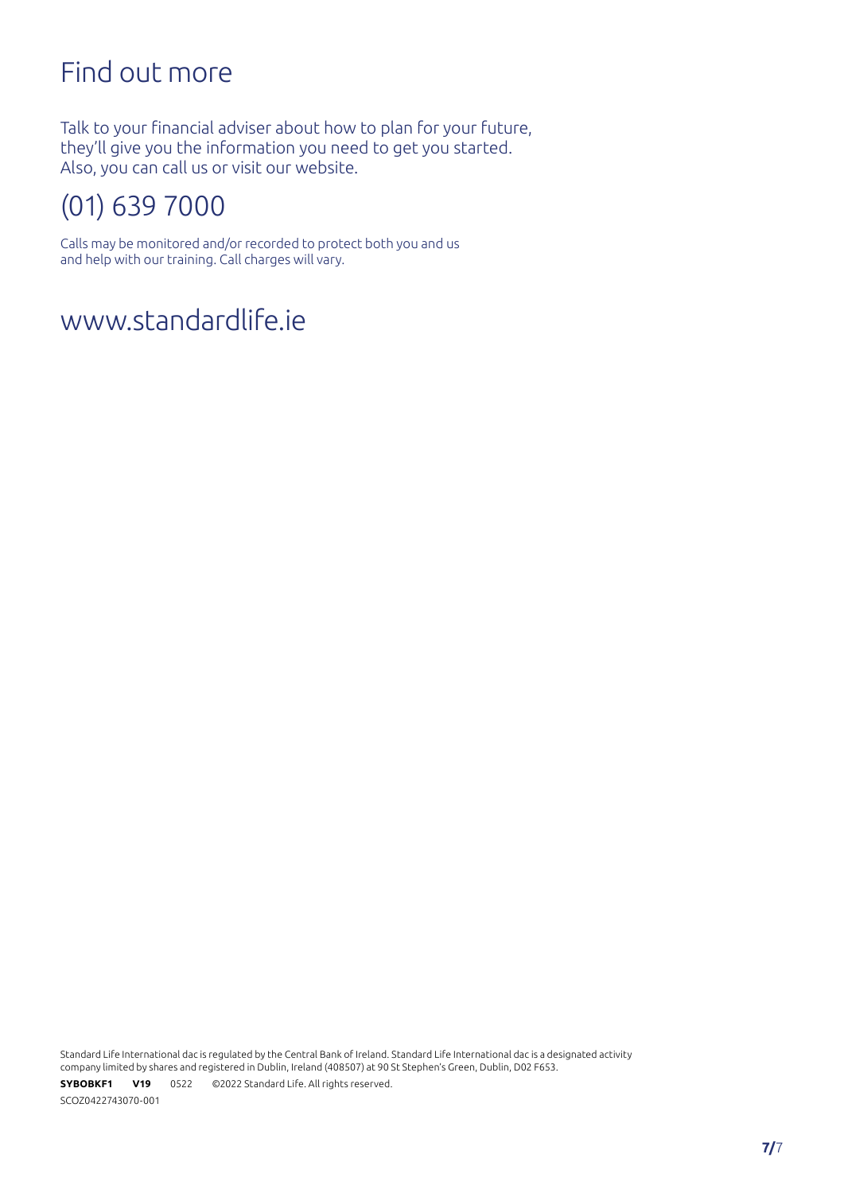# Find out more

Talk to your financial adviser about how to plan for your future, they'll give you the information you need to get you started. Also, you can call us or visit our website.

## (01) 639 7000

Calls may be monitored and/or recorded to protect both you and us and help with our training. Call charges will vary.

## www.standardlife.ie

Standard Life International dac is regulated by the Central Bank of Ireland. Standard Life International dac is a designated activity company limited by shares and registered in Dublin, Ireland (408507) at 90 St Stephen's Green, Dublin, D02 F653.

**SYBOBKF1** **V19** 0522 ©2022 Standard Life. All rights reserved.

SCOZ0422743070-001